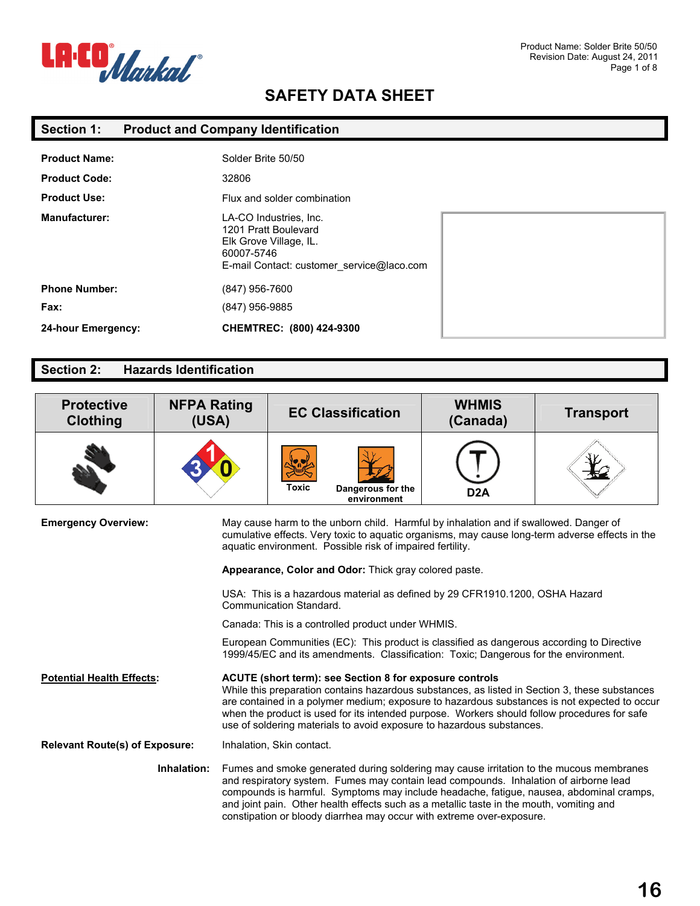# SAFETY DATA SHEET

## Section 1: Product and Company Identification

| | |
|---|---|
| **Product Name:** | Solder Brite 50/50 |
| **Product Code:** | 32806 |
| **Product Use:** | Flux and solder combination |
| **Manufacturer:** | LA-CO Industries, Inc.<br>1201 Pratt Boulevard<br>Elk Grove Village, IL.<br>60007-5746<br>E-mail Contact: customer_service@laco.com |
| **Phone Number:** | (847) 956-7600 |
| **Fax:** | (847) 956-9885 |
| **24-hour Emergency:** | **CHEMTREC: (800) 424-9300** |

## Section 2: Hazards Identification

| Protective Clothing | NFPA Rating (USA) | EC Classification | WHMIS (Canada) | Transport |
|---|---|---|---|---|
| | 1 / 3 / 0 | Toxic; Dangerous for the environment | D2A | |

**Emergency Overview:** May cause harm to the unborn child. Harmful by inhalation and if swallowed. Danger of cumulative effects. Very toxic to aquatic organisms, may cause long-term adverse effects in the aquatic environment. Possible risk of impaired fertility.

**Appearance, Color and Odor:** Thick gray colored paste.

USA: This is a hazardous material as defined by 29 CFR1910.1200, OSHA Hazard Communication Standard.

Canada: This is a controlled product under WHMIS.

European Communities (EC): This product is classified as dangerous according to Directive 1999/45/EC and its amendments. Classification: Toxic; Dangerous for the environment.

**Potential Health Effects:**

**ACUTE (short term): see Section 8 for exposure controls**
While this preparation contains hazardous substances, as listed in Section 3, these substances are contained in a polymer medium; exposure to hazardous substances is not expected to occur when the product is used for its intended purpose. Workers should follow procedures for safe use of soldering materials to avoid exposure to hazardous substances.

**Relevant Route(s) of Exposure:** Inhalation, Skin contact.

**Inhalation:** Fumes and smoke generated during soldering may cause irritation to the mucous membranes and respiratory system. Fumes may contain lead compounds. Inhalation of airborne lead compounds is harmful. Symptoms may include headache, fatigue, nausea, abdominal cramps, and joint pain. Other health effects such as a metallic taste in the mouth, vomiting and constipation or bloody diarrhea may occur with extreme over-exposure.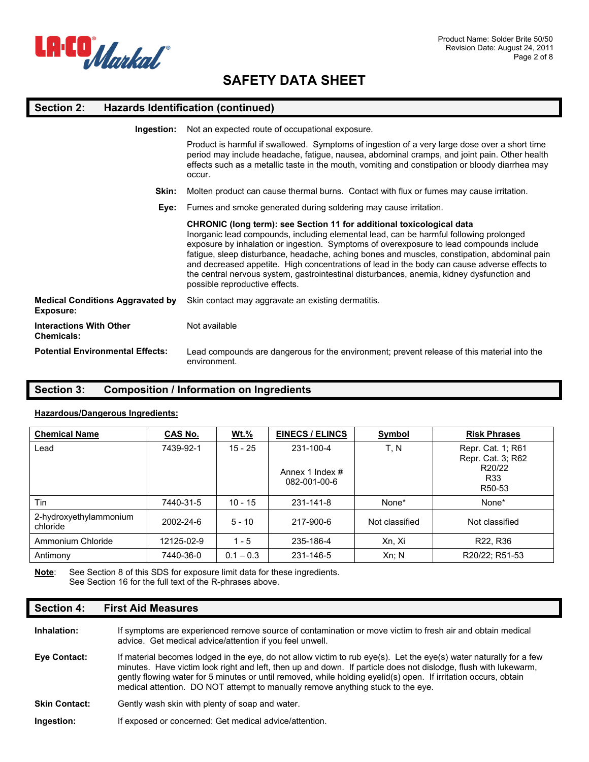# SAFETY DATA SHEET

## Section 2: Hazards Identification (continued)

**Ingestion:** Not an expected route of occupational exposure.

Product is harmful if swallowed. Symptoms of ingestion of a very large dose over a short time period may include headache, fatigue, nausea, abdominal cramps, and joint pain. Other health effects such as a metallic taste in the mouth, vomiting and constipation or bloody diarrhea may occur.

**Skin:** Molten product can cause thermal burns. Contact with flux or fumes may cause irritation.

**Eye:** Fumes and smoke generated during soldering may cause irritation.

**CHRONIC (long term): see Section 11 for additional toxicological data**
Inorganic lead compounds, including elemental lead, can be harmful following prolonged exposure by inhalation or ingestion. Symptoms of overexposure to lead compounds include fatigue, sleep disturbance, headache, aching bones and muscles, constipation, abdominal pain and decreased appetite. High concentrations of lead in the body can cause adverse effects to the central nervous system, gastrointestinal disturbances, anemia, kidney dysfunction and possible reproductive effects.

**Medical Conditions Aggravated by Exposure:** Skin contact may aggravate an existing dermatitis.

**Interactions With Other Chemicals:** Not available

**Potential Environmental Effects:** Lead compounds are dangerous for the environment; prevent release of this material into the environment.

## Section 3: Composition / Information on Ingredients

**Hazardous/Dangerous Ingredients:**

| Chemical Name | CAS No. | Wt.% | EINECS / ELINCS | Symbol | Risk Phrases |
|---|---|---|---|---|---|
| Lead | 7439-92-1 | 15 - 25 | 231-100-4<br><br>Annex 1 Index # 082-001-00-6 | T, N | Repr. Cat. 1; R61<br>Repr. Cat. 3; R62<br>R20/22<br>R33<br>R50-53 |
| Tin | 7440-31-5 | 10 - 15 | 231-141-8 | None* | None* |
| 2-hydroxyethylammonium chloride | 2002-24-6 | 5 - 10 | 217-900-6 | Not classified | Not classified |
| Ammonium Chloride | 12125-02-9 | 1 - 5 | 235-186-4 | Xn, Xi | R22, R36 |
| Antimony | 7440-36-0 | 0.1 – 0.3 | 231-146-5 | Xn; N | R20/22; R51-53 |

**Note**: See Section 8 of this SDS for exposure limit data for these ingredients.
See Section 16 for the full text of the R-phrases above.

## Section 4: First Aid Measures

**Inhalation:** If symptoms are experienced remove source of contamination or move victim to fresh air and obtain medical advice. Get medical advice/attention if you feel unwell.

**Eye Contact:** If material becomes lodged in the eye, do not allow victim to rub eye(s). Let the eye(s) water naturally for a few minutes. Have victim look right and left, then up and down. If particle does not dislodge, flush with lukewarm, gently flowing water for 5 minutes or until removed, while holding eyelid(s) open. If irritation occurs, obtain medical attention. DO NOT attempt to manually remove anything stuck to the eye.

**Skin Contact:** Gently wash skin with plenty of soap and water.

**Ingestion:** If exposed or concerned: Get medical advice/attention.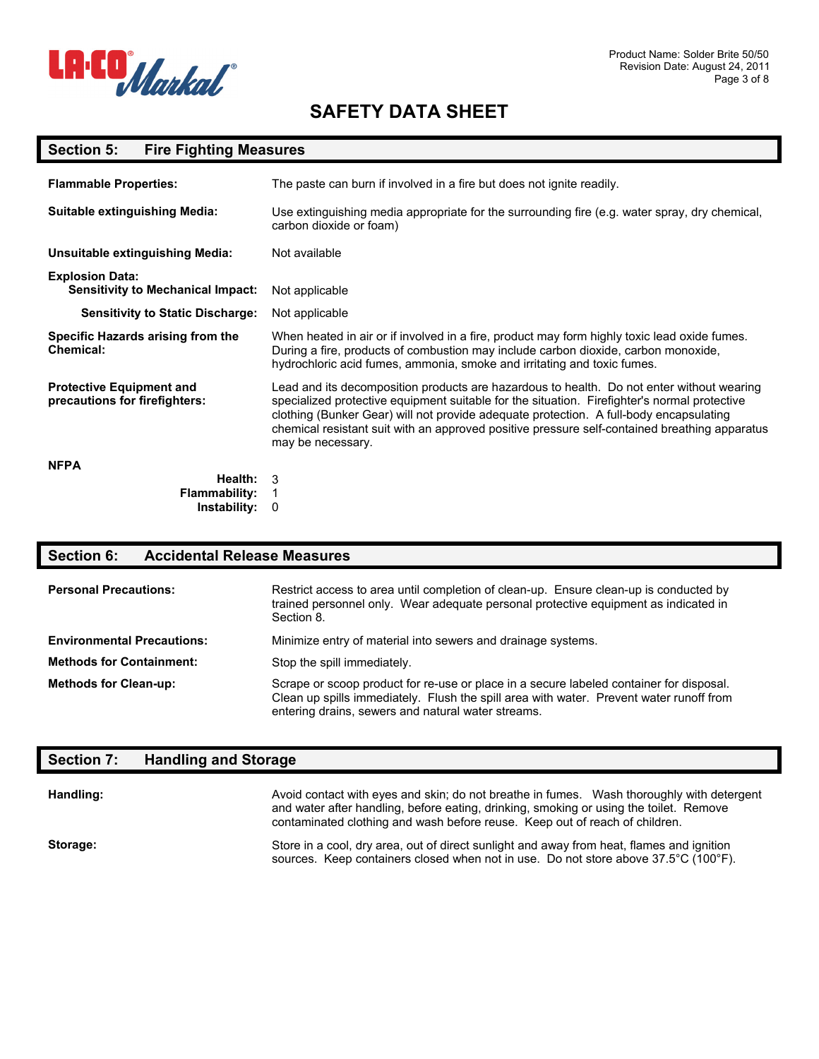# SAFETY DATA SHEET

## Section 5: Fire Fighting Measures

**Flammable Properties:** The paste can burn if involved in a fire but does not ignite readily.

**Suitable extinguishing Media:** Use extinguishing media appropriate for the surrounding fire (e.g. water spray, dry chemical, carbon dioxide or foam)

**Unsuitable extinguishing Media:** Not available

**Explosion Data:**

**Sensitivity to Mechanical Impact:** Not applicable

**Sensitivity to Static Discharge:** Not applicable

**Specific Hazards arising from the Chemical:** When heated in air or if involved in a fire, product may form highly toxic lead oxide fumes. During a fire, products of combustion may include carbon dioxide, carbon monoxide, hydrochloric acid fumes, ammonia, smoke and irritating and toxic fumes.

**Protective Equipment and precautions for firefighters:** Lead and its decomposition products are hazardous to health. Do not enter without wearing specialized protective equipment suitable for the situation. Firefighter's normal protective clothing (Bunker Gear) will not provide adequate protection. A full-body encapsulating chemical resistant suit with an approved positive pressure self-contained breathing apparatus may be necessary.

**NFPA**

**Health:** 3
**Flammability:** 1
**Instability:** 0

## Section 6: Accidental Release Measures

**Personal Precautions:** Restrict access to area until completion of clean-up. Ensure clean-up is conducted by trained personnel only. Wear adequate personal protective equipment as indicated in Section 8.

**Environmental Precautions:** Minimize entry of material into sewers and drainage systems.

**Methods for Containment:** Stop the spill immediately.

**Methods for Clean-up:** Scrape or scoop product for re-use or place in a secure labeled container for disposal. Clean up spills immediately. Flush the spill area with water. Prevent water runoff from entering drains, sewers and natural water streams.

## Section 7: Handling and Storage

**Handling:** Avoid contact with eyes and skin; do not breathe in fumes. Wash thoroughly with detergent and water after handling, before eating, drinking, smoking or using the toilet. Remove contaminated clothing and wash before reuse. Keep out of reach of children.

**Storage:** Store in a cool, dry area, out of direct sunlight and away from heat, flames and ignition sources. Keep containers closed when not in use. Do not store above 37.5°C (100°F).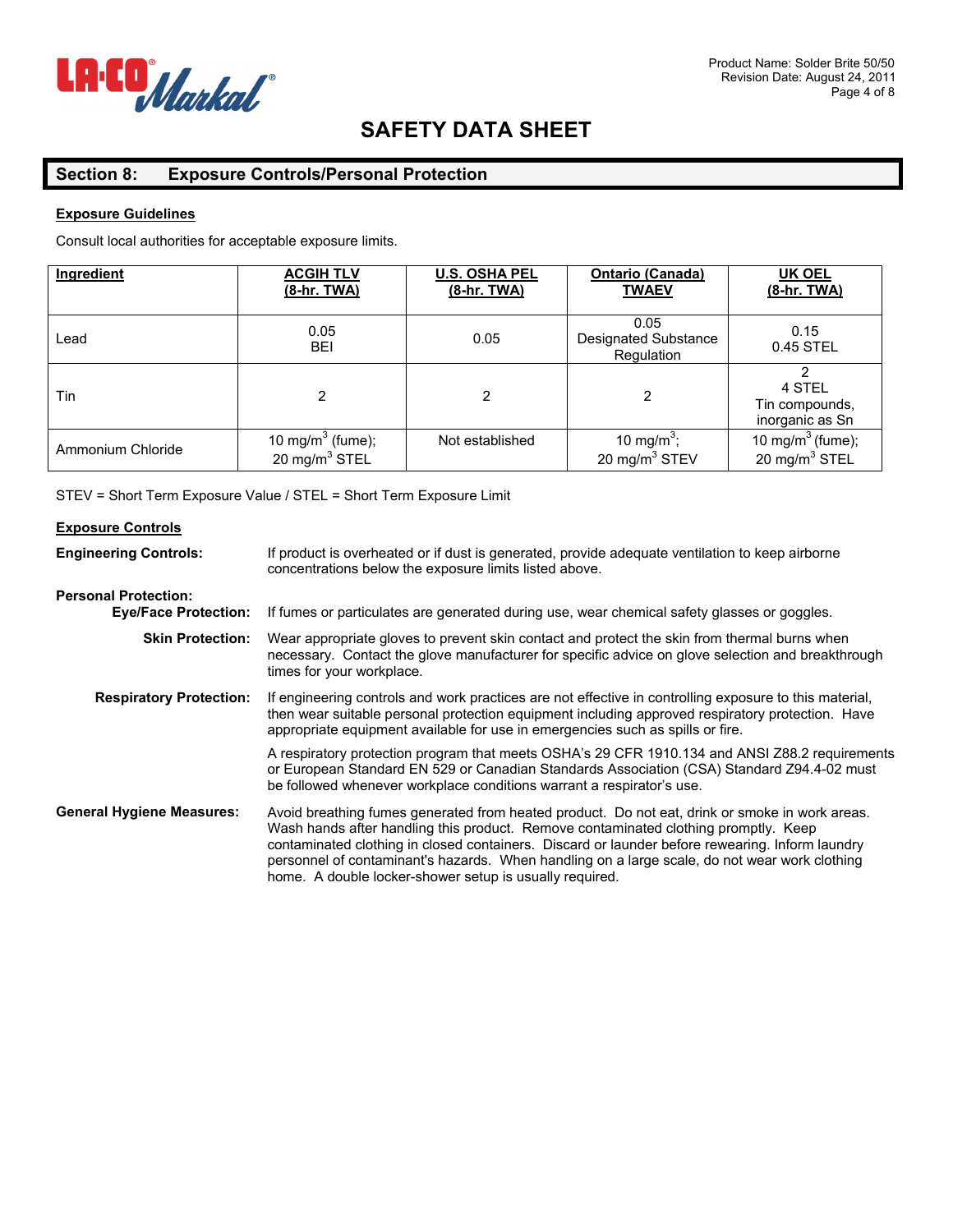# SAFETY DATA SHEET

## Section 8: Exposure Controls/Personal Protection

### Exposure Guidelines

Consult local authorities for acceptable exposure limits.

| Ingredient | ACGIH TLV (8-hr. TWA) | U.S. OSHA PEL (8-hr. TWA) | Ontario (Canada) TWAEV | UK OEL (8-hr. TWA) |
|---|---|---|---|---|
| Lead | 0.05 BEI | 0.05 | 0.05 Designated Substance Regulation | 0.15 0.45 STEL |
| Tin | 2 | 2 | 2 | 2 4 STEL Tin compounds, inorganic as Sn |
| Ammonium Chloride | 10 $mg/m^3$ (fume); 20 $mg/m^3$ STEL | Not established | 10 $mg/m^3$; 20 $mg/m^3$ STEV | 10 $mg/m^3$ (fume); 20 $mg/m^3$ STEL |

STEV = Short Term Exposure Value / STEL = Short Term Exposure Limit

### Exposure Controls

**Engineering Controls:** If product is overheated or if dust is generated, provide adequate ventilation to keep airborne concentrations below the exposure limits listed above.

**Personal Protection:**

**Eye/Face Protection:** If fumes or particulates are generated during use, wear chemical safety glasses or goggles.

**Skin Protection:** Wear appropriate gloves to prevent skin contact and protect the skin from thermal burns when necessary. Contact the glove manufacturer for specific advice on glove selection and breakthrough times for your workplace.

**Respiratory Protection:** If engineering controls and work practices are not effective in controlling exposure to this material, then wear suitable personal protection equipment including approved respiratory protection. Have appropriate equipment available for use in emergencies such as spills or fire.

A respiratory protection program that meets OSHA's 29 CFR 1910.134 and ANSI Z88.2 requirements or European Standard EN 529 or Canadian Standards Association (CSA) Standard Z94.4-02 must be followed whenever workplace conditions warrant a respirator's use.

**General Hygiene Measures:** Avoid breathing fumes generated from heated product. Do not eat, drink or smoke in work areas. Wash hands after handling this product. Remove contaminated clothing promptly. Keep contaminated clothing in closed containers. Discard or launder before rewearing. Inform laundry personnel of contaminant's hazards. When handling on a large scale, do not wear work clothing home. A double locker-shower setup is usually required.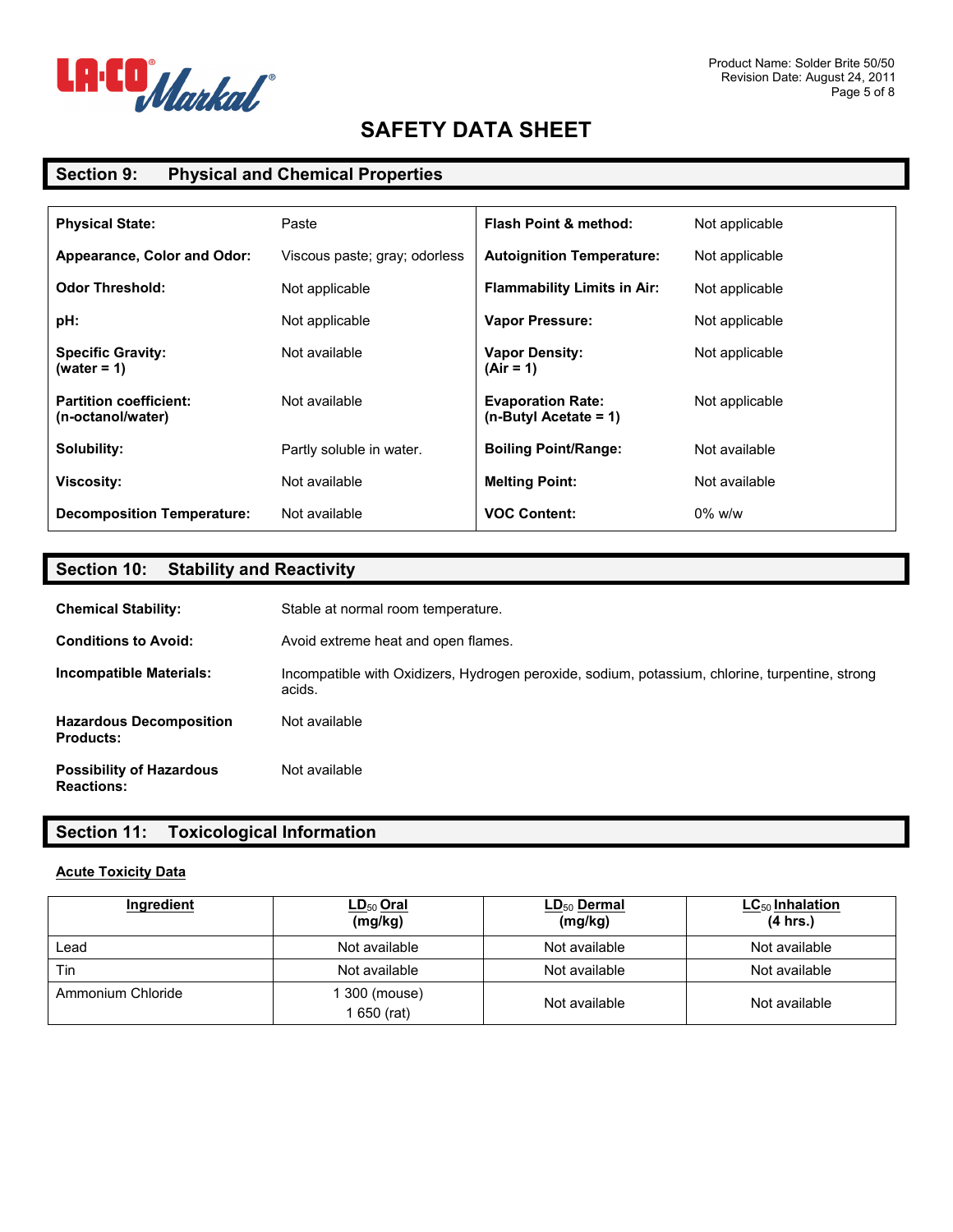# SAFETY DATA SHEET

## Section 9: Physical and Chemical Properties

| | | | |
|---|---|---|---|
| **Physical State:** | Paste | **Flash Point & method:** | Not applicable |
| **Appearance, Color and Odor:** | Viscous paste; gray; odorless | **Autoignition Temperature:** | Not applicable |
| **Odor Threshold:** | Not applicable | **Flammability Limits in Air:** | Not applicable |
| **pH:** | Not applicable | **Vapor Pressure:** | Not applicable |
| **Specific Gravity: (water = 1)** | Not available | **Vapor Density: (Air = 1)** | Not applicable |
| **Partition coefficient: (n-octanol/water)** | Not available | **Evaporation Rate: (n-Butyl Acetate = 1)** | Not applicable |
| **Solubility:** | Partly soluble in water. | **Boiling Point/Range:** | Not available |
| **Viscosity:** | Not available | **Melting Point:** | Not available |
| **Decomposition Temperature:** | Not available | **VOC Content:** | 0% w/w |

## Section 10: Stability and Reactivity

**Chemical Stability:** Stable at normal room temperature.

**Conditions to Avoid:** Avoid extreme heat and open flames.

**Incompatible Materials:** Incompatible with Oxidizers, Hydrogen peroxide, sodium, potassium, chlorine, turpentine, strong acids.

**Hazardous Decomposition Products:** Not available

**Possibility of Hazardous Reactions:** Not available

## Section 11: Toxicological Information

**Acute Toxicity Data**

| Ingredient | $LD_{50}$ Oral (mg/kg) | $LD_{50}$ Dermal (mg/kg) | $LC_{50}$ Inhalation (4 hrs.) |
|---|---|---|---|
| Lead | Not available | Not available | Not available |
| Tin | Not available | Not available | Not available |
| Ammonium Chloride | 1 300 (mouse)<br>1 650 (rat) | Not available | Not available |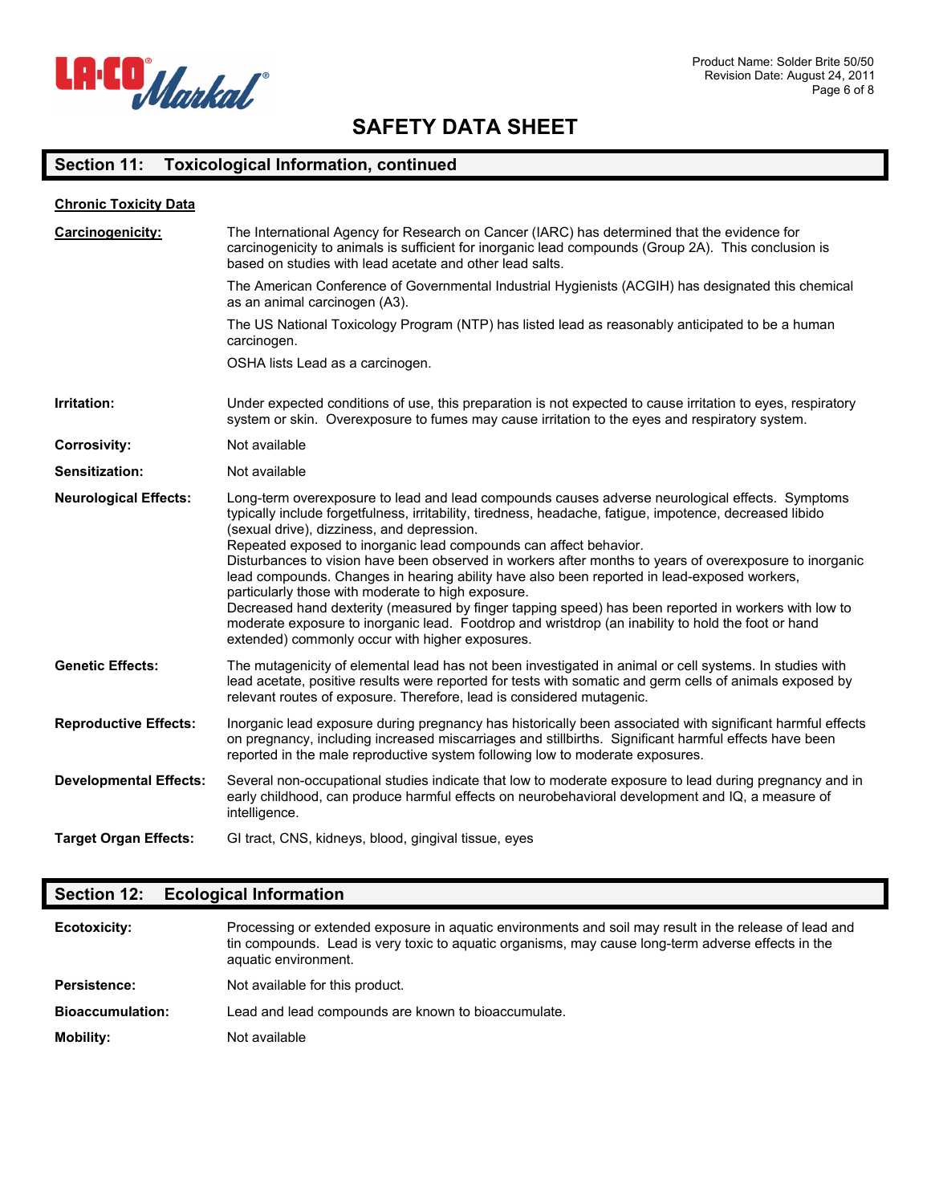# SAFETY DATA SHEET

## Section 11: Toxicological Information, continued

**Chronic Toxicity Data**

**Carcinogenicity:** The International Agency for Research on Cancer (IARC) has determined that the evidence for carcinogenicity to animals is sufficient for inorganic lead compounds (Group 2A). This conclusion is based on studies with lead acetate and other lead salts.

The American Conference of Governmental Industrial Hygienists (ACGIH) has designated this chemical as an animal carcinogen (A3).

The US National Toxicology Program (NTP) has listed lead as reasonably anticipated to be a human carcinogen.

OSHA lists Lead as a carcinogen.

**Irritation:** Under expected conditions of use, this preparation is not expected to cause irritation to eyes, respiratory system or skin. Overexposure to fumes may cause irritation to the eyes and respiratory system.

**Corrosivity:** Not available

**Sensitization:** Not available

**Neurological Effects:** Long-term overexposure to lead and lead compounds causes adverse neurological effects. Symptoms typically include forgetfulness, irritability, tiredness, headache, fatigue, impotence, decreased libido (sexual drive), dizziness, and depression.
Repeated exposed to inorganic lead compounds can affect behavior.
Disturbances to vision have been observed in workers after months to years of overexposure to inorganic lead compounds. Changes in hearing ability have also been reported in lead-exposed workers, particularly those with moderate to high exposure.
Decreased hand dexterity (measured by finger tapping speed) has been reported in workers with low to moderate exposure to inorganic lead. Footdrop and wristdrop (an inability to hold the foot or hand extended) commonly occur with higher exposures.

**Genetic Effects:** The mutagenicity of elemental lead has not been investigated in animal or cell systems. In studies with lead acetate, positive results were reported for tests with somatic and germ cells of animals exposed by relevant routes of exposure. Therefore, lead is considered mutagenic.

**Reproductive Effects:** Inorganic lead exposure during pregnancy has historically been associated with significant harmful effects on pregnancy, including increased miscarriages and stillbirths. Significant harmful effects have been reported in the male reproductive system following low to moderate exposures.

**Developmental Effects:** Several non-occupational studies indicate that low to moderate exposure to lead during pregnancy and in early childhood, can produce harmful effects on neurobehavioral development and IQ, a measure of intelligence.

**Target Organ Effects:** GI tract, CNS, kidneys, blood, gingival tissue, eyes

## Section 12: Ecological Information

**Ecotoxicity:** Processing or extended exposure in aquatic environments and soil may result in the release of lead and tin compounds. Lead is very toxic to aquatic organisms, may cause long-term adverse effects in the aquatic environment.

**Persistence:** Not available for this product.

**Bioaccumulation:** Lead and lead compounds are known to bioaccumulate.

**Mobility:** Not available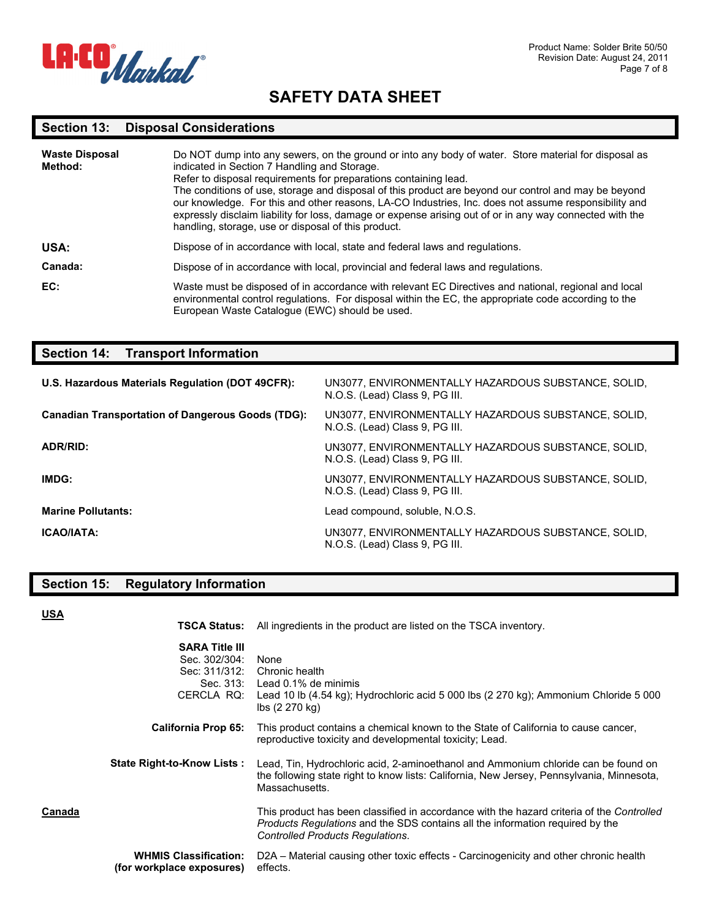# SAFETY DATA SHEET

## Section 13: Disposal Considerations

| | |
|---|---|
| **Waste Disposal Method:** | Do NOT dump into any sewers, on the ground or into any body of water. Store material for disposal as indicated in Section 7 Handling and Storage.<br>Refer to disposal requirements for preparations containing lead.<br>The conditions of use, storage and disposal of this product are beyond our control and may be beyond our knowledge. For this and other reasons, LA-CO Industries, Inc. does not assume responsibility and expressly disclaim liability for loss, damage or expense arising out of or in any way connected with the handling, storage, use or disposal of this product. |
| **USA:** | Dispose of in accordance with local, state and federal laws and regulations. |
| **Canada:** | Dispose of in accordance with local, provincial and federal laws and regulations. |
| **EC:** | Waste must be disposed of in accordance with relevant EC Directives and national, regional and local environmental control regulations. For disposal within the EC, the appropriate code according to the European Waste Catalogue (EWC) should be used. |

## Section 14: Transport Information

| | |
|---|---|
| **U.S. Hazardous Materials Regulation (DOT 49CFR):** | UN3077, ENVIRONMENTALLY HAZARDOUS SUBSTANCE, SOLID, N.O.S. (Lead) Class 9, PG III. |
| **Canadian Transportation of Dangerous Goods (TDG):** | UN3077, ENVIRONMENTALLY HAZARDOUS SUBSTANCE, SOLID, N.O.S. (Lead) Class 9, PG III. |
| **ADR/RID:** | UN3077, ENVIRONMENTALLY HAZARDOUS SUBSTANCE, SOLID, N.O.S. (Lead) Class 9, PG III. |
| **IMDG:** | UN3077, ENVIRONMENTALLY HAZARDOUS SUBSTANCE, SOLID, N.O.S. (Lead) Class 9, PG III. |
| **Marine Pollutants:** | Lead compound, soluble, N.O.S. |
| **ICAO/IATA:** | UN3077, ENVIRONMENTALLY HAZARDOUS SUBSTANCE, SOLID, N.O.S. (Lead) Class 9, PG III. |

## Section 15: Regulatory Information

**USA**

| | |
|---|---|
| **TSCA Status:** | All ingredients in the product are listed on the TSCA inventory. |
| **SARA Title III** | |
| Sec. 302/304: | None |
| Sec: 311/312: | Chronic health |
| Sec. 313: | Lead 0.1% de minimis |
| CERCLA RQ: | Lead 10 lb (4.54 kg); Hydrochloric acid 5 000 lbs (2 270 kg); Ammonium Chloride 5 000 lbs (2 270 kg) |
| **California Prop 65:** | This product contains a chemical known to the State of California to cause cancer, reproductive toxicity and developmental toxicity; Lead. |
| **State Right-to-Know Lists :** | Lead, Tin, Hydrochloric acid, 2-aminoethanol and Ammonium chloride can be found on the following state right to know lists: California, New Jersey, Pennsylvania, Minnesota, Massachusetts. |

**Canada**

This product has been classified in accordance with the hazard criteria of the *Controlled Products Regulations* and the SDS contains all the information required by the *Controlled Products Regulations*.

| | |
|---|---|
| **WHMIS Classification: (for workplace exposures)** | D2A – Material causing other toxic effects - Carcinogenicity and other chronic health effects. |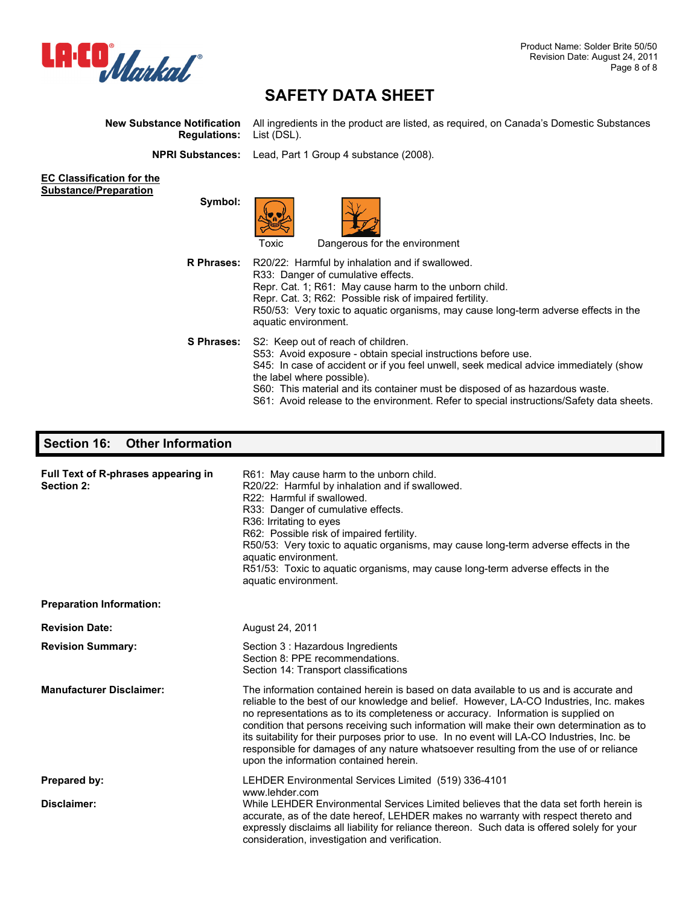# SAFETY DATA SHEET

**New Substance Notification Regulations:** All ingredients in the product are listed, as required, on Canada's Domestic Substances List (DSL).

**NPRI Substances:** Lead, Part 1 Group 4 substance (2008).

**EC Classification for the Substance/Preparation**

**Symbol:**

Toxic

Dangerous for the environment

**R Phrases:**

R20/22: Harmful by inhalation and if swallowed.
R33: Danger of cumulative effects.
Repr. Cat. 1; R61: May cause harm to the unborn child.
Repr. Cat. 3; R62: Possible risk of impaired fertility.
R50/53: Very toxic to aquatic organisms, may cause long-term adverse effects in the aquatic environment.

**S Phrases:**

S2: Keep out of reach of children.
S53: Avoid exposure - obtain special instructions before use.
S45: In case of accident or if you feel unwell, seek medical advice immediately (show the label where possible).
S60: This material and its container must be disposed of as hazardous waste.
S61: Avoid release to the environment. Refer to special instructions/Safety data sheets.

## Section 16: Other Information

**Full Text of R-phrases appearing in Section 2:**

R61: May cause harm to the unborn child.
R20/22: Harmful by inhalation and if swallowed.
R22: Harmful if swallowed.
R33: Danger of cumulative effects.
R36: Irritating to eyes
R62: Possible risk of impaired fertility.
R50/53: Very toxic to aquatic organisms, may cause long-term adverse effects in the aquatic environment.
R51/53: Toxic to aquatic organisms, may cause long-term adverse effects in the aquatic environment.

**Preparation Information:**

**Revision Date:** August 24, 2011

**Revision Summary:**

Section 3 : Hazardous Ingredients
Section 8: PPE recommendations.
Section 14: Transport classifications

**Manufacturer Disclaimer:** The information contained herein is based on data available to us and is accurate and reliable to the best of our knowledge and belief. However, LA-CO Industries, Inc. makes no representations as to its completeness or accuracy. Information is supplied on condition that persons receiving such information will make their own determination as to its suitability for their purposes prior to use. In no event will LA-CO Industries, Inc. be responsible for damages of any nature whatsoever resulting from the use of or reliance upon the information contained herein.

**Prepared by:** LEHDER Environmental Services Limited (519) 336-4101
www.lehder.com

**Disclaimer:** While LEHDER Environmental Services Limited believes that the data set forth herein is accurate, as of the date hereof, LEHDER makes no warranty with respect thereto and expressly disclaims all liability for reliance thereon. Such data is offered solely for your consideration, investigation and verification.